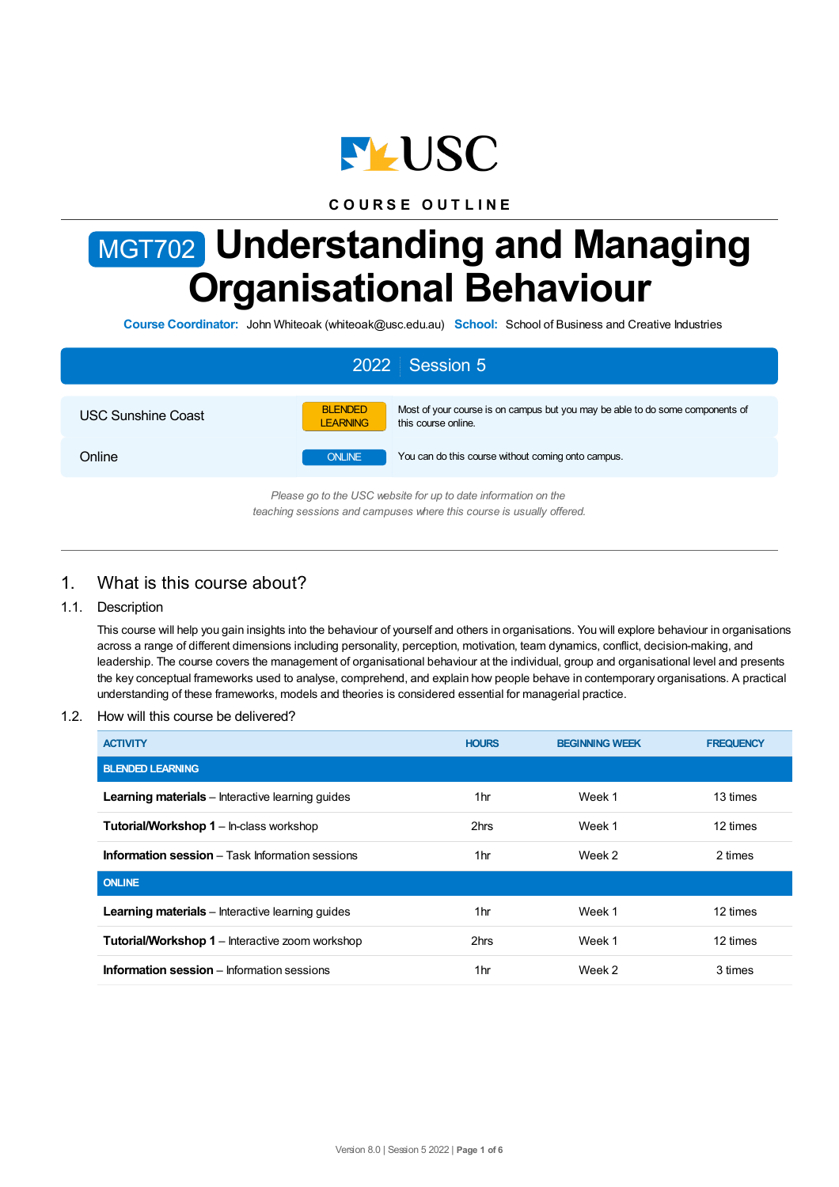USC

COURSE OUTLINE

# MGT702 Understanding and Managing Organisational Behaviour

**Course Coordinator:** John Whiteoak (whiteoak@usc.edu.au) **School:** School of Business and Creative Industries

| 2022 | Session 5 |
|---|---|
| USC Sunshine Coast | BLENDED LEARNING — Most of your course is on campus but you may be able to do some components of this course online. |
| Online | ONLINE — You can do this course without coming onto campus. |

*Please go to the USC website for up to date information on the teaching sessions and campuses where this course is usually offered.*

## 1. What is this course about?

### 1.1. Description

This course will help you gain insights into the behaviour of yourself and others in organisations. You will explore behaviour in organisations across a range of different dimensions including personality, perception, motivation, team dynamics, conflict, decision-making, and leadership. The course covers the management of organisational behaviour at the individual, group and organisational level and presents the key conceptual frameworks used to analyse, comprehend, and explain how people behave in contemporary organisations. A practical understanding of these frameworks, models and theories is considered essential for managerial practice.

### 1.2. How will this course be delivered?

| ACTIVITY | HOURS | BEGINNING WEEK | FREQUENCY |
|---|---|---|---|
| **BLENDED LEARNING** | | | |
| **Learning materials** – Interactive learning guides | 1hr | Week 1 | 13 times |
| **Tutorial/Workshop 1** – In-class workshop | 2hrs | Week 1 | 12 times |
| **Information session** – Task Information sessions | 1hr | Week 2 | 2 times |
| **ONLINE** | | | |
| **Learning materials** – Interactive learning guides | 1hr | Week 1 | 12 times |
| **Tutorial/Workshop 1** – Interactive zoom workshop | 2hrs | Week 1 | 12 times |
| **Information session** – Information sessions | 1hr | Week 2 | 3 times |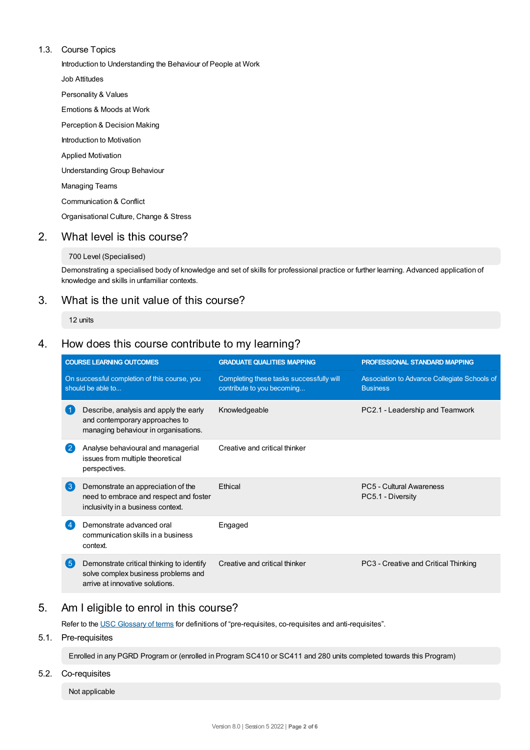### 1.3. Course Topics

Introduction to Understanding the Behaviour of People at Work

Job Attitudes

Personality & Values

Emotions & Moods at Work

Perception & Decision Making

Introduction to Motivation

Applied Motivation

Understanding Group Behaviour

Managing Teams

Communication & Conflict

Organisational Culture, Change & Stress

## 2. What level is this course?

700 Level (Specialised)

Demonstrating a specialised body of knowledge and set of skills for professional practice or further learning. Advanced application of knowledge and skills in unfamiliar contexts.

## 3. What is the unit value of this course?

12 units

## 4. How does this course contribute to my learning?

| COURSE LEARNING OUTCOMES | GRADUATE QUALITIES MAPPING | PROFESSIONAL STANDARD MAPPING |
|---|---|---|
| On successful completion of this course, you should be able to... | Completing these tasks successfully will contribute to you becoming... | Association to Advance Collegiate Schools of Business |
| 1 Describe, analysis and apply the early and contemporary approaches to managing behaviour in organisations. | Knowledgeable | PC2.1 - Leadership and Teamwork |
| 2 Analyse behavioural and managerial issues from multiple theoretical perspectives. | Creative and critical thinker | |
| 3 Demonstrate an appreciation of the need to embrace and respect and foster inclusivity in a business context. | Ethical | PC5 - Cultural Awareness<br>PC5.1 - Diversity |
| 4 Demonstrate advanced oral communication skills in a business context. | Engaged | |
| 5 Demonstrate critical thinking to identify solve complex business problems and arrive at innovative solutions. | Creative and critical thinker | PC3 - Creative and Critical Thinking |

## 5. Am I eligible to enrol in this course?

Refer to the USC Glossary of terms for definitions of "pre-requisites, co-requisites and anti-requisites".

### 5.1. Pre-requisites

Enrolled in any PGRD Program or (enrolled in Program SC410 or SC411 and 280 units completed towards this Program)

### 5.2. Co-requisites

Not applicable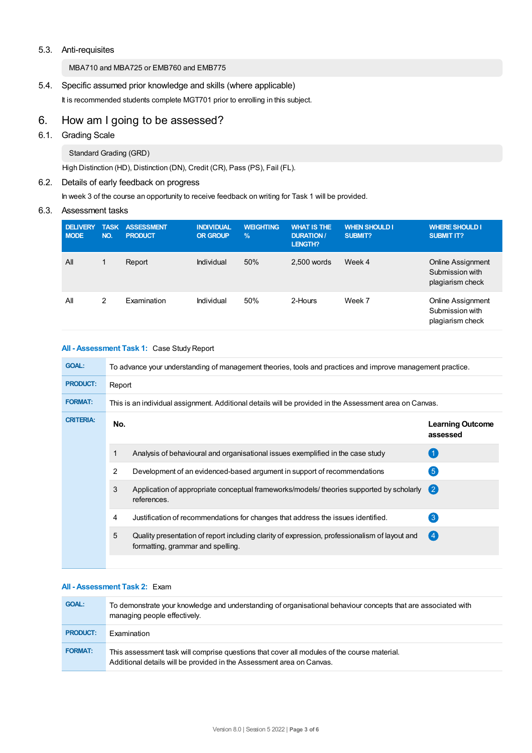### 5.3. Anti-requisites

MBA710 and MBA725 or EMB760 and EMB775

### 5.4. Specific assumed prior knowledge and skills (where applicable)

It is recommended students complete MGT701 prior to enrolling in this subject.

## 6. How am I going to be assessed?

### 6.1. Grading Scale

Standard Grading (GRD)

High Distinction (HD), Distinction (DN), Credit (CR), Pass (PS), Fail (FL).

### 6.2. Details of early feedback on progress

In week 3 of the course an opportunity to receive feedback on writing for Task 1 will be provided.

### 6.3. Assessment tasks

| DELIVERY MODE | TASK NO. | ASSESSMENT PRODUCT | INDIVIDUAL OR GROUP | WEIGHTING % | WHAT IS THE DURATION / LENGTH? | WHEN SHOULD I SUBMIT? | WHERE SHOULD I SUBMIT IT? |
|---|---|---|---|---|---|---|---|
| All | 1 | Report | Individual | 50% | 2,500 words | Week 4 | Online Assignment Submission with plagiarism check |
| All | 2 | Examination | Individual | 50% | 2-Hours | Week 7 | Online Assignment Submission with plagiarism check |

**All - Assessment Task 1:** Case Study Report

**GOAL:** To advance your understanding of management theories, tools and practices and improve management practice.

**PRODUCT:** Report

**FORMAT:** This is an individual assignment. Additional details will be provided in the Assessment area on Canvas.

**CRITERIA:**

| No. | | Learning Outcome assessed |
|---|---|---|
| 1 | Analysis of behavioural and organisational issues exemplified in the case study | 1 |
| 2 | Development of an evidenced-based argument in support of recommendations | 5 |
| 3 | Application of appropriate conceptual frameworks/models/ theories supported by scholarly references. | 2 |
| 4 | Justification of recommendations for changes that address the issues identified. | 3 |
| 5 | Quality presentation of report including clarity of expression, professionalism of layout and formatting, grammar and spelling. | 4 |

**All - Assessment Task 2:** Exam

**GOAL:** To demonstrate your knowledge and understanding of organisational behaviour concepts that are associated with managing people effectively.

**PRODUCT:** Examination

**FORMAT:** This assessment task will comprise questions that cover all modules of the course material.
Additional details will be provided in the Assessment area on Canvas.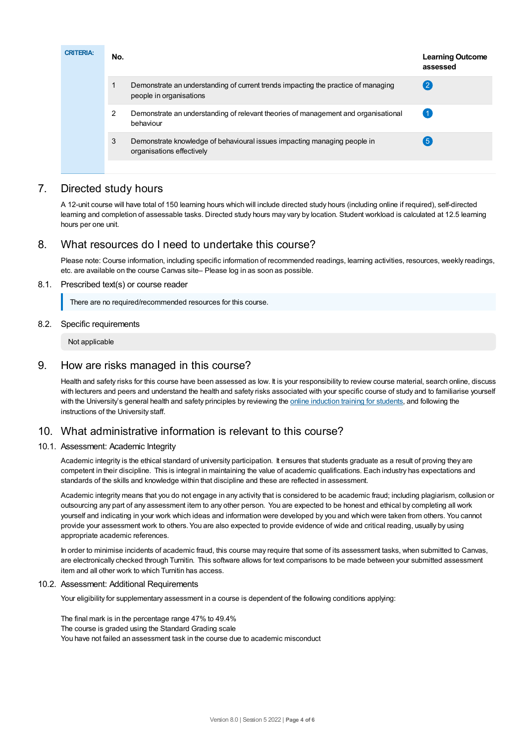**CRITERIA:**

| No. | | Learning Outcome assessed |
|---|---|---|
| 1 | Demonstrate an understanding of current trends impacting the practice of managing people in organisations | 2 |
| 2 | Demonstrate an understanding of relevant theories of management and organisational behaviour | 1 |
| 3 | Demonstrate knowledge of behavioural issues impacting managing people in organisations effectively | 5 |

## 7. Directed study hours

A 12-unit course will have total of 150 learning hours which will include directed study hours (including online if required), self-directed learning and completion of assessable tasks. Directed study hours may vary by location. Student workload is calculated at 12.5 learning hours per one unit.

## 8. What resources do I need to undertake this course?

Please note: Course information, including specific information of recommended readings, learning activities, resources, weekly readings, etc. are available on the course Canvas site– Please log in as soon as possible.

### 8.1. Prescribed text(s) or course reader

There are no required/recommended resources for this course.

### 8.2. Specific requirements

Not applicable

## 9. How are risks managed in this course?

Health and safety risks for this course have been assessed as low. It is your responsibility to review course material, search online, discuss with lecturers and peers and understand the health and safety risks associated with your specific course of study and to familiarise yourself with the University's general health and safety principles by reviewing the online induction training for students, and following the instructions of the University staff.

## 10. What administrative information is relevant to this course?

### 10.1. Assessment: Academic Integrity

Academic integrity is the ethical standard of university participation. It ensures that students graduate as a result of proving they are competent in their discipline. This is integral in maintaining the value of academic qualifications. Each industry has expectations and standards of the skills and knowledge within that discipline and these are reflected in assessment.

Academic integrity means that you do not engage in any activity that is considered to be academic fraud; including plagiarism, collusion or outsourcing any part of any assessment item to any other person. You are expected to be honest and ethical by completing all work yourself and indicating in your work which ideas and information were developed by you and which were taken from others. You cannot provide your assessment work to others. You are also expected to provide evidence of wide and critical reading, usually by using appropriate academic references.

In order to minimise incidents of academic fraud, this course may require that some of its assessment tasks, when submitted to Canvas, are electronically checked through Turnitin. This software allows for text comparisons to be made between your submitted assessment item and all other work to which Turnitin has access.

### 10.2. Assessment: Additional Requirements

Your eligibility for supplementary assessment in a course is dependent of the following conditions applying:

The final mark is in the percentage range 47% to 49.4%  
The course is graded using the Standard Grading scale  
You have not failed an assessment task in the course due to academic misconduct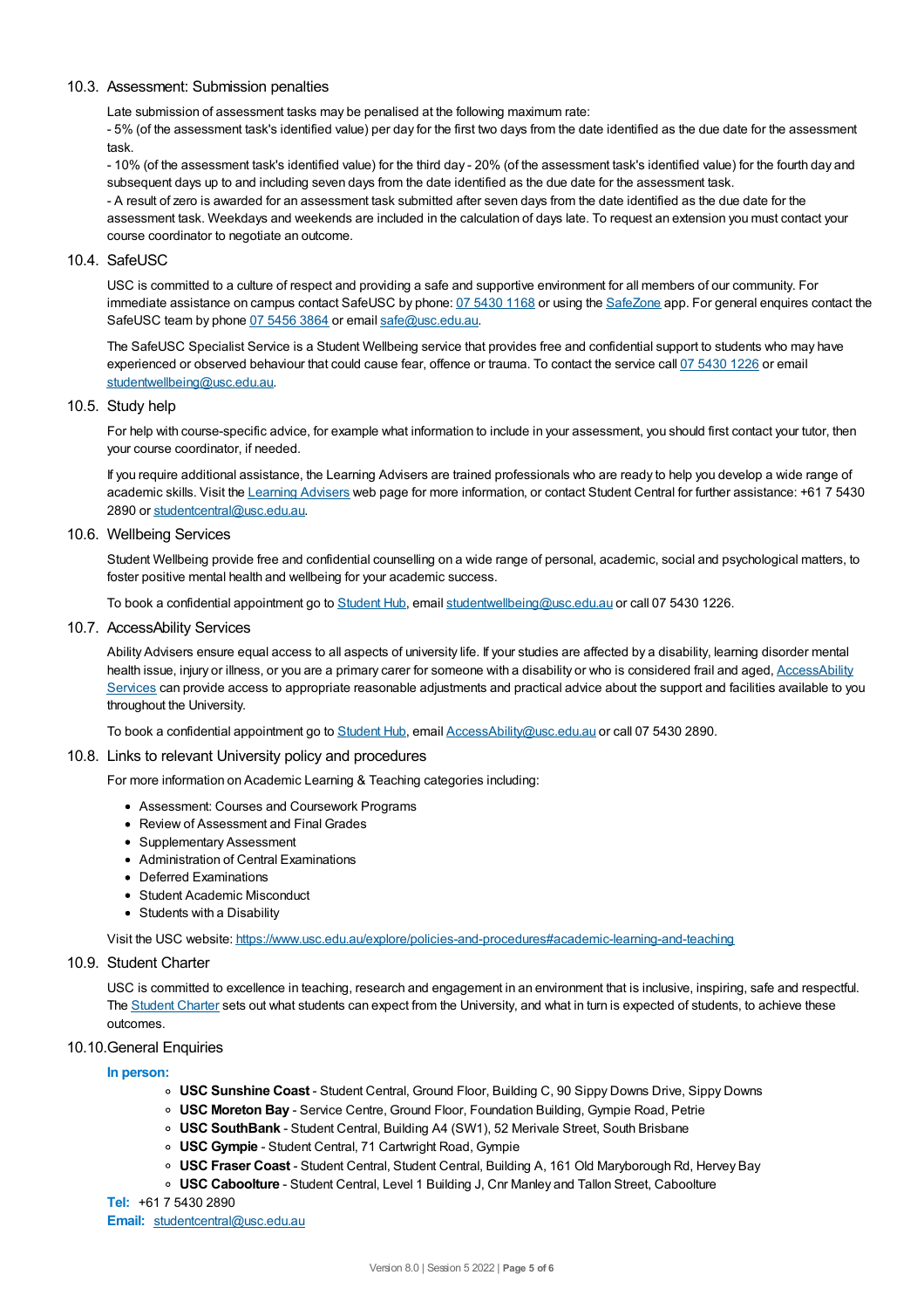### 10.3. Assessment: Submission penalties

Late submission of assessment tasks may be penalised at the following maximum rate:

- 5% (of the assessment task's identified value) per day for the first two days from the date identified as the due date for the assessment task.

- 10% (of the assessment task's identified value) for the third day - 20% (of the assessment task's identified value) for the fourth day and subsequent days up to and including seven days from the date identified as the due date for the assessment task.

- A result of zero is awarded for an assessment task submitted after seven days from the date identified as the due date for the assessment task. Weekdays and weekends are included in the calculation of days late. To request an extension you must contact your course coordinator to negotiate an outcome.

### 10.4. SafeUSC

USC is committed to a culture of respect and providing a safe and supportive environment for all members of our community. For immediate assistance on campus contact SafeUSC by phone: 07 5430 1168 or using the SafeZone app. For general enquires contact the SafeUSC team by phone 07 5456 3864 or email safe@usc.edu.au.

The SafeUSC Specialist Service is a Student Wellbeing service that provides free and confidential support to students who may have experienced or observed behaviour that could cause fear, offence or trauma. To contact the service call 07 5430 1226 or email studentwellbeing@usc.edu.au.

### 10.5. Study help

For help with course-specific advice, for example what information to include in your assessment, you should first contact your tutor, then your course coordinator, if needed.

If you require additional assistance, the Learning Advisers are trained professionals who are ready to help you develop a wide range of academic skills. Visit the Learning Advisers web page for more information, or contact Student Central for further assistance: +61 7 5430 2890 or studentcentral@usc.edu.au.

### 10.6. Wellbeing Services

Student Wellbeing provide free and confidential counselling on a wide range of personal, academic, social and psychological matters, to foster positive mental health and wellbeing for your academic success.

To book a confidential appointment go to Student Hub, email studentwellbeing@usc.edu.au or call 07 5430 1226.

### 10.7. AccessAbility Services

Ability Advisers ensure equal access to all aspects of university life. If your studies are affected by a disability, learning disorder mental health issue, injury or illness, or you are a primary carer for someone with a disability or who is considered frail and aged, AccessAbility Services can provide access to appropriate reasonable adjustments and practical advice about the support and facilities available to you throughout the University.

To book a confidential appointment go to Student Hub, email AccessAbility@usc.edu.au or call 07 5430 2890.

### 10.8. Links to relevant University policy and procedures

For more information on Academic Learning & Teaching categories including:

- Assessment: Courses and Coursework Programs
- Review of Assessment and Final Grades
- Supplementary Assessment
- Administration of Central Examinations
- Deferred Examinations
- Student Academic Misconduct
- Students with a Disability

Visit the USC website: https://www.usc.edu.au/explore/policies-and-procedures#academic-learning-and-teaching

### 10.9. Student Charter

USC is committed to excellence in teaching, research and engagement in an environment that is inclusive, inspiring, safe and respectful. The Student Charter sets out what students can expect from the University, and what in turn is expected of students, to achieve these outcomes.

### 10.10. General Enquiries

**In person:**

- **USC Sunshine Coast** - Student Central, Ground Floor, Building C, 90 Sippy Downs Drive, Sippy Downs
- **USC Moreton Bay** - Service Centre, Ground Floor, Foundation Building, Gympie Road, Petrie
- **USC SouthBank** - Student Central, Building A4 (SW1), 52 Merivale Street, South Brisbane
- **USC Gympie** - Student Central, 71 Cartwright Road, Gympie
- **USC Fraser Coast** - Student Central, Student Central, Building A, 161 Old Maryborough Rd, Hervey Bay
- **USC Caboolture** - Student Central, Level 1 Building J, Cnr Manley and Tallon Street, Caboolture

**Tel:** +61 7 5430 2890

**Email:** studentcentral@usc.edu.au